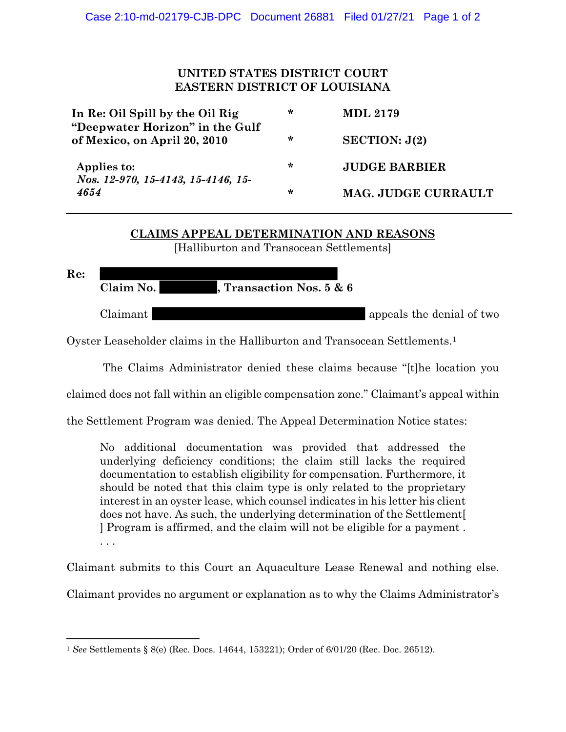**UNITED STATES DISTRICT COURT**
**EASTERN DISTRICT OF LOUISIANA**

| | | |
|---|---|---|
| **In Re: Oil Spill by the Oil Rig "Deepwater Horizon" in the Gulf of Mexico, on April 20, 2010** | * * | **MDL 2179** **SECTION: J(2)** |
| **Applies to:** *Nos. 12-970, 15-4143, 15-4146, 15-4654* | * * | **JUDGE BARBIER** **MAG. JUDGE CURRAULT** |

---

## CLAIMS APPEAL DETERMINATION AND REASONS

[Halliburton and Transocean Settlements]

**Re:** ██████████████████
**Claim No.** ██████**, Transaction Nos. 5 & 6**

Claimant ██████████████████ appeals the denial of two Oyster Leaseholder claims in the Halliburton and Transocean Settlements.[1]

The Claims Administrator denied these claims because "[t]he location you claimed does not fall within an eligible compensation zone." Claimant's appeal within the Settlement Program was denied. The Appeal Determination Notice states:

> No additional documentation was provided that addressed the underlying deficiency conditions; the claim still lacks the required documentation to establish eligibility for compensation. Furthermore, it should be noted that this claim type is only related to the proprietary interest in an oyster lease, which counsel indicates in his letter his client does not have. As such, the underlying determination of the Settlement[ ] Program is affirmed, and the claim will not be eligible for a payment . . . .

Claimant submits to this Court an Aquaculture Lease Renewal and nothing else. Claimant provides no argument or explanation as to why the Claims Administrator's

---

[1] *See* Settlements § 8(e) (Rec. Docs. 14644, 153221); Order of 6/01/20 (Rec. Doc. 26512).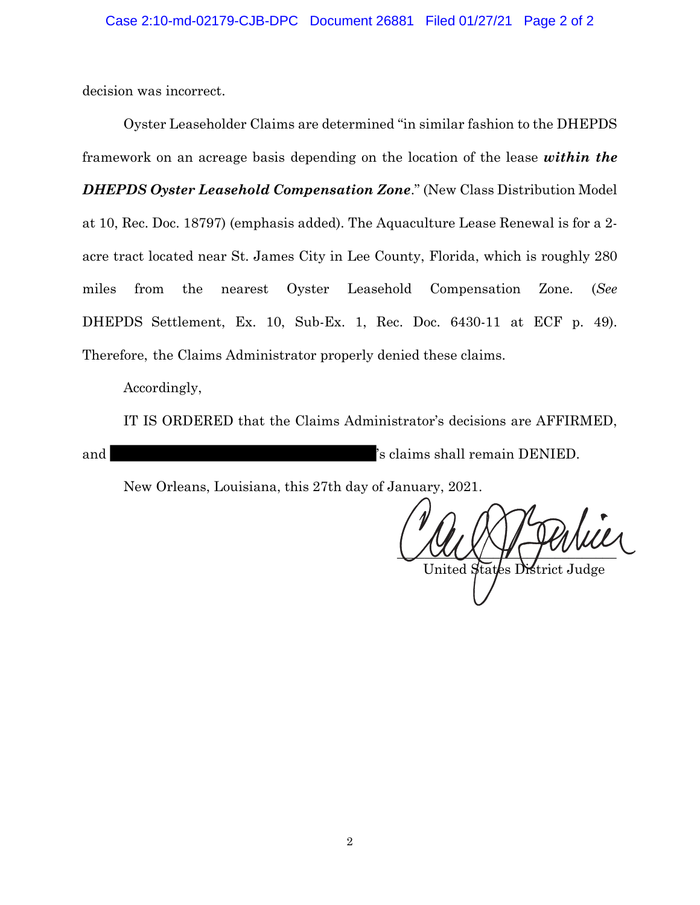decision was incorrect.

Oyster Leaseholder Claims are determined "in similar fashion to the DHEPDS framework on an acreage basis depending on the location of the lease ***within the DHEPDS Oyster Leasehold Compensation Zone***." (New Class Distribution Model at 10, Rec. Doc. 18797) (emphasis added). The Aquaculture Lease Renewal is for a 2-acre tract located near St. James City in Lee County, Florida, which is roughly 280 miles from the nearest Oyster Leasehold Compensation Zone. (*See* DHEPDS Settlement, Ex. 10, Sub-Ex. 1, Rec. Doc. 6430-11 at ECF p. 49). Therefore, the Claims Administrator properly denied these claims.

Accordingly,

IT IS ORDERED that the Claims Administrator's decisions are AFFIRMED, and ██████████████████'s claims shall remain DENIED.

New Orleans, Louisiana, this 27th day of January, 2021.

\_\_\_\_\_\_\_\_\_\_\_\_\_\_\_\_\_\_\_\_\_\_\_\_\_\_\_\_\_\_\_\_
United States District Judge